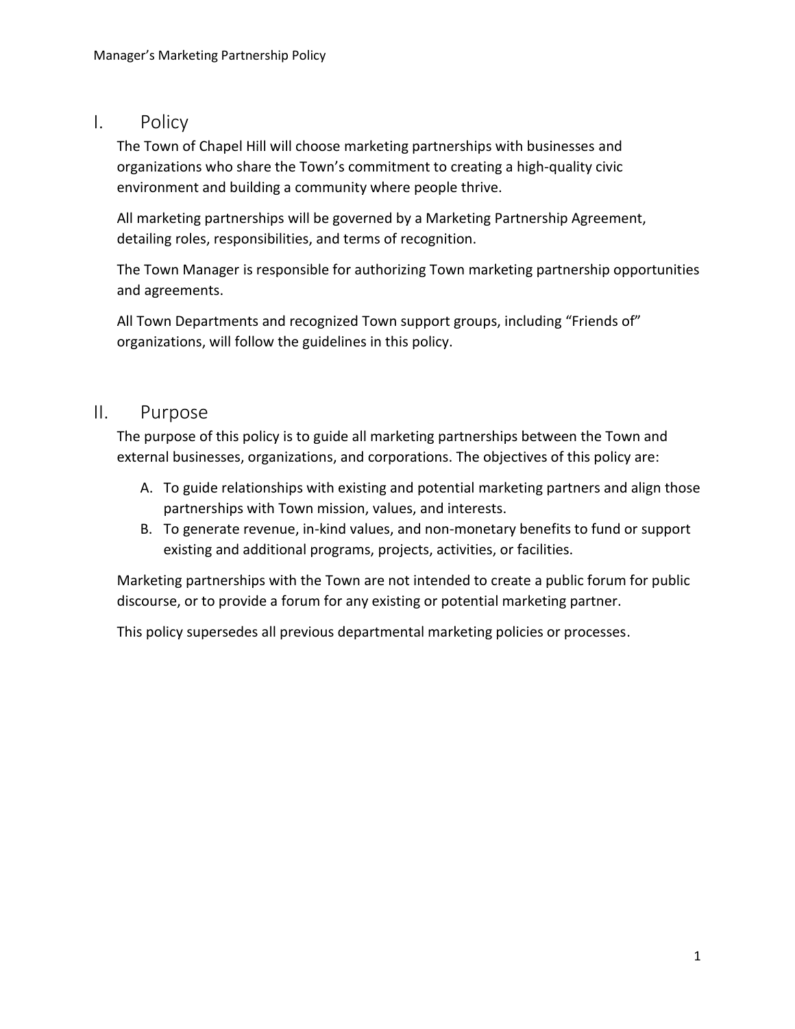## I. Policy

The Town of Chapel Hill will choose marketing partnerships with businesses and organizations who share the Town's commitment to creating a high-quality civic environment and building a community where people thrive.

All marketing partnerships will be governed by a Marketing Partnership Agreement, detailing roles, responsibilities, and terms of recognition.

The Town Manager is responsible for authorizing Town marketing partnership opportunities and agreements.

All Town Departments and recognized Town support groups, including "Friends of" organizations, will follow the guidelines in this policy.

## II. Purpose

The purpose of this policy is to guide all marketing partnerships between the Town and external businesses, organizations, and corporations. The objectives of this policy are:

A. To guide relationships with existing and potential marketing partners and align those partnerships with Town mission, values, and interests.
B. To generate revenue, in-kind values, and non-monetary benefits to fund or support existing and additional programs, projects, activities, or facilities.

Marketing partnerships with the Town are not intended to create a public forum for public discourse, or to provide a forum for any existing or potential marketing partner.

This policy supersedes all previous departmental marketing policies or processes.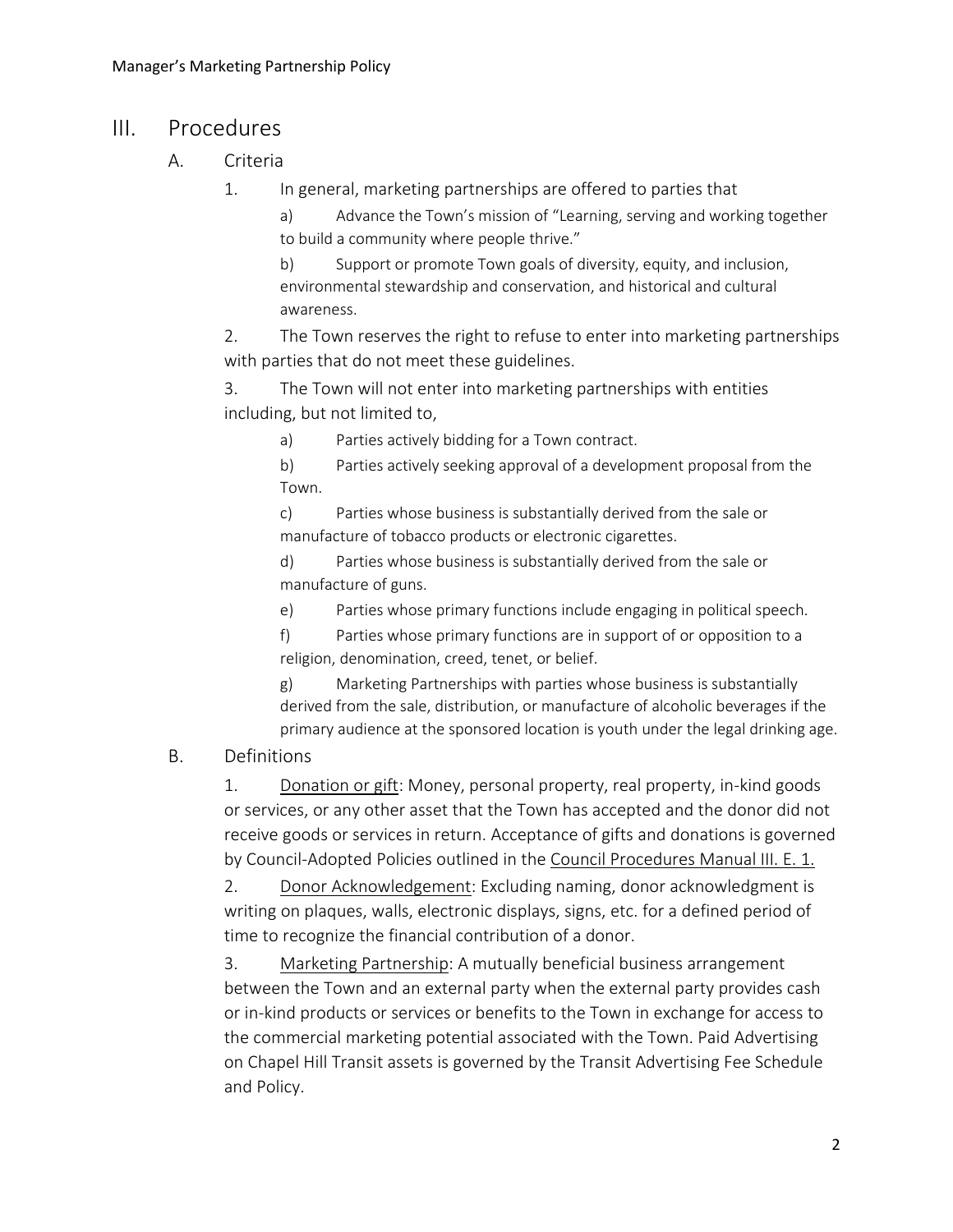## III. Procedures

### A. Criteria

1. In general, marketing partnerships are offered to parties that

   a) Advance the Town's mission of "Learning, serving and working together to build a community where people thrive."

   b) Support or promote Town goals of diversity, equity, and inclusion, environmental stewardship and conservation, and historical and cultural awareness.

2. The Town reserves the right to refuse to enter into marketing partnerships with parties that do not meet these guidelines.

3. The Town will not enter into marketing partnerships with entities including, but not limited to,

   a) Parties actively bidding for a Town contract.

   b) Parties actively seeking approval of a development proposal from the Town.

   c) Parties whose business is substantially derived from the sale or manufacture of tobacco products or electronic cigarettes.

   d) Parties whose business is substantially derived from the sale or manufacture of guns.

   e) Parties whose primary functions include engaging in political speech.

   f) Parties whose primary functions are in support of or opposition to a religion, denomination, creed, tenet, or belief.

   g) Marketing Partnerships with parties whose business is substantially derived from the sale, distribution, or manufacture of alcoholic beverages if the primary audience at the sponsored location is youth under the legal drinking age.

### B. Definitions

1. <u>Donation or gift</u>: Money, personal property, real property, in-kind goods or services, or any other asset that the Town has accepted and the donor did not receive goods or services in return. Acceptance of gifts and donations is governed by Council-Adopted Policies outlined in the <u>Council Procedures Manual III. E. 1.</u>

2. <u>Donor Acknowledgement</u>: Excluding naming, donor acknowledgment is writing on plaques, walls, electronic displays, signs, etc. for a defined period of time to recognize the financial contribution of a donor.

3. <u>Marketing Partnership</u>: A mutually beneficial business arrangement between the Town and an external party when the external party provides cash or in-kind products or services or benefits to the Town in exchange for access to the commercial marketing potential associated with the Town. Paid Advertising on Chapel Hill Transit assets is governed by the Transit Advertising Fee Schedule and Policy.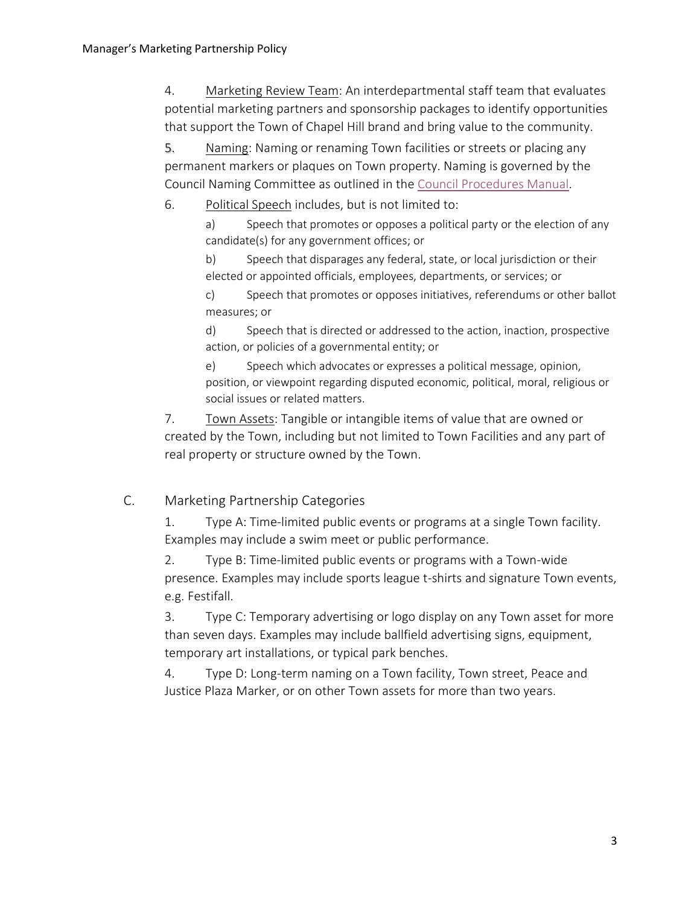4. Marketing Review Team: An interdepartmental staff team that evaluates potential marketing partners and sponsorship packages to identify opportunities that support the Town of Chapel Hill brand and bring value to the community.

5. Naming: Naming or renaming Town facilities or streets or placing any permanent markers or plaques on Town property. Naming is governed by the Council Naming Committee as outlined in the [Council Procedures Manual](Council Procedures Manual).

6. Political Speech includes, but is not limited to:

   a) Speech that promotes or opposes a political party or the election of any candidate(s) for any government offices; or

   b) Speech that disparages any federal, state, or local jurisdiction or their elected or appointed officials, employees, departments, or services; or

   c) Speech that promotes or opposes initiatives, referendums or other ballot measures; or

   d) Speech that is directed or addressed to the action, inaction, prospective action, or policies of a governmental entity; or

   e) Speech which advocates or expresses a political message, opinion, position, or viewpoint regarding disputed economic, political, moral, religious or social issues or related matters.

7. Town Assets: Tangible or intangible items of value that are owned or created by the Town, including but not limited to Town Facilities and any part of real property or structure owned by the Town.

## C. Marketing Partnership Categories

1. Type A: Time-limited public events or programs at a single Town facility. Examples may include a swim meet or public performance.

2. Type B: Time-limited public events or programs with a Town-wide presence. Examples may include sports league t-shirts and signature Town events, e.g. Festifall.

3. Type C: Temporary advertising or logo display on any Town asset for more than seven days. Examples may include ballfield advertising signs, equipment, temporary art installations, or typical park benches.

4. Type D: Long-term naming on a Town facility, Town street, Peace and Justice Plaza Marker, or on other Town assets for more than two years.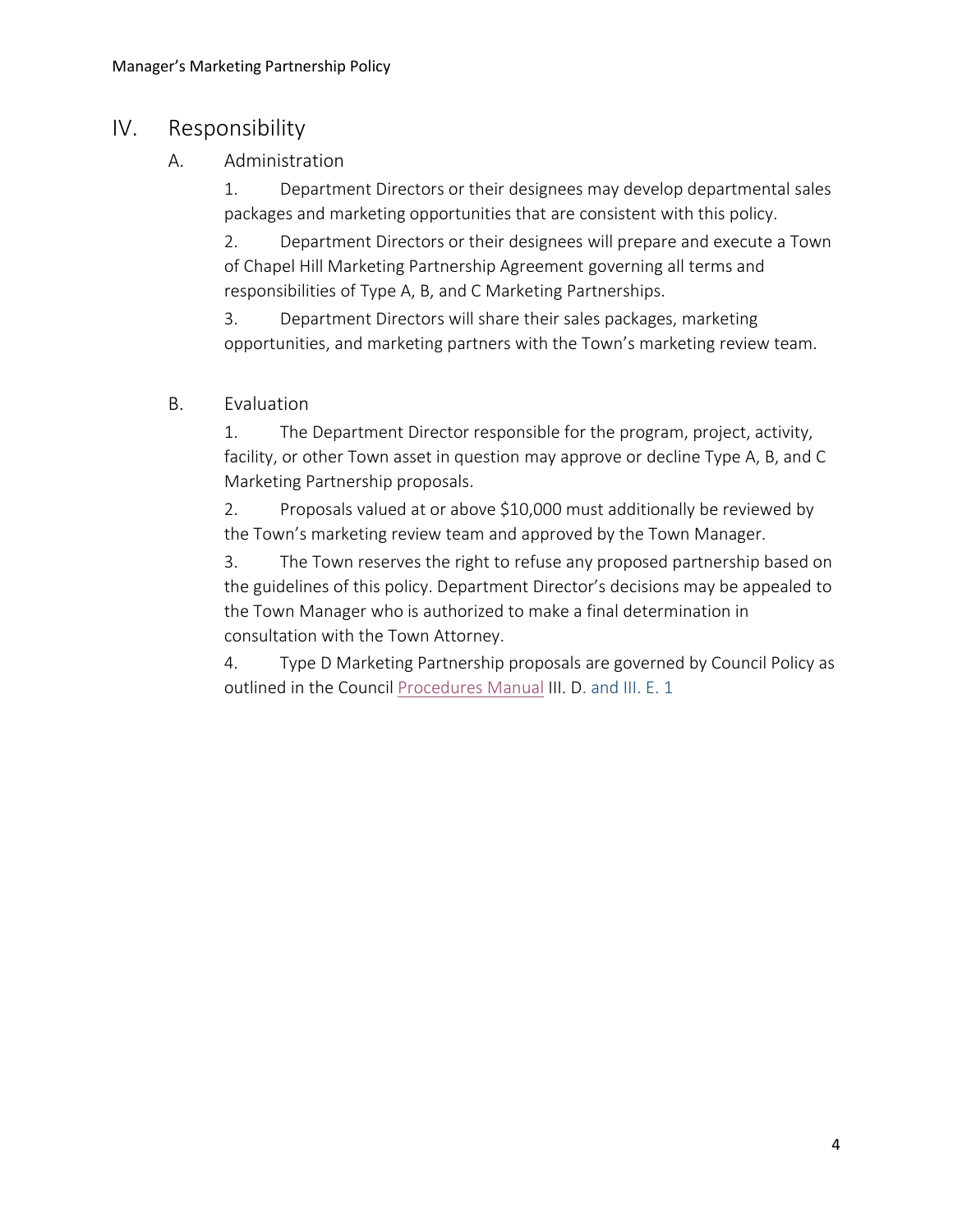## IV. Responsibility

### A. Administration

1. Department Directors or their designees may develop departmental sales packages and marketing opportunities that are consistent with this policy.
2. Department Directors or their designees will prepare and execute a Town of Chapel Hill Marketing Partnership Agreement governing all terms and responsibilities of Type A, B, and C Marketing Partnerships.
3. Department Directors will share their sales packages, marketing opportunities, and marketing partners with the Town's marketing review team.

### B. Evaluation

1. The Department Director responsible for the program, project, activity, facility, or other Town asset in question may approve or decline Type A, B, and C Marketing Partnership proposals.
2. Proposals valued at or above $10,000 must additionally be reviewed by the Town's marketing review team and approved by the Town Manager.
3. The Town reserves the right to refuse any proposed partnership based on the guidelines of this policy. Department Director's decisions may be appealed to the Town Manager who is authorized to make a final determination in consultation with the Town Attorney.
4. Type D Marketing Partnership proposals are governed by Council Policy as outlined in the Council Procedures Manual III. D. and III. E. 1